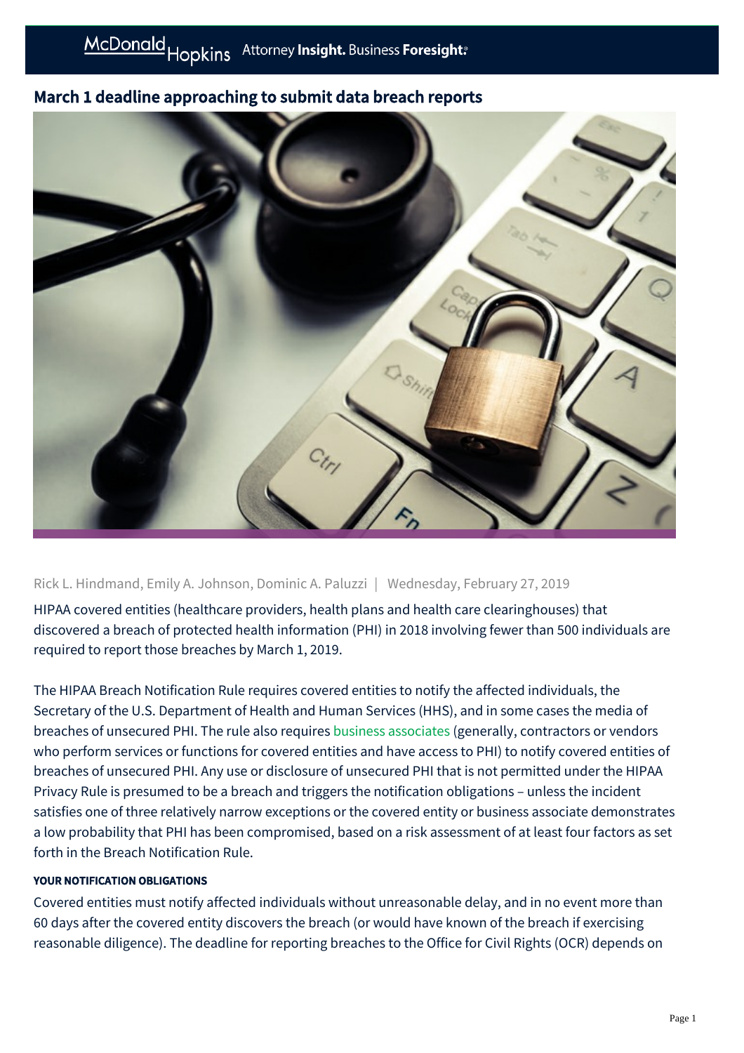# March 1 deadline approaching to submit data breach reports

Rick L. Hindmand, Emily A. Johnson, Dominic A. Paluzzi | Wednesday, February 27, 2019

HIPAA covered entities (healthcare providers, health plans and health care clearinghouses) that discovered a breach of protected health information (PHI) in 2018 involving fewer than 500 individuals are required to report those breaches by March 1, 2019.

The HIPAA Breach Notification Rule requires covered entities to notify the affected individuals, the Secretary of the U.S. Department of Health and Human Services (HHS), and in some cases the media of breaches of unsecured PHI. The rule also requires business associates (generally, contractors or vendors who perform services or functions for covered entities and have access to PHI) to notify covered entities of breaches of unsecured PHI. Any use or disclosure of unsecured PHI that is not permitted under the HIPAA Privacy Rule is presumed to be a breach and triggers the notification obligations – unless the incident satisfies one of three relatively narrow exceptions or the covered entity or business associate demonstrates a low probability that PHI has been compromised, based on a risk assessment of at least four factors as set forth in the Breach Notification Rule.

#### YOUR NOTIFICATION OBLIGATIONS

Covered entities must notify affected individuals without unreasonable delay, and in no event more than 60 days after the covered entity discovers the breach (or would have known of the breach if exercising reasonable diligence). The deadline for reporting breaches to the Office for Civil Rights (OCR) depends on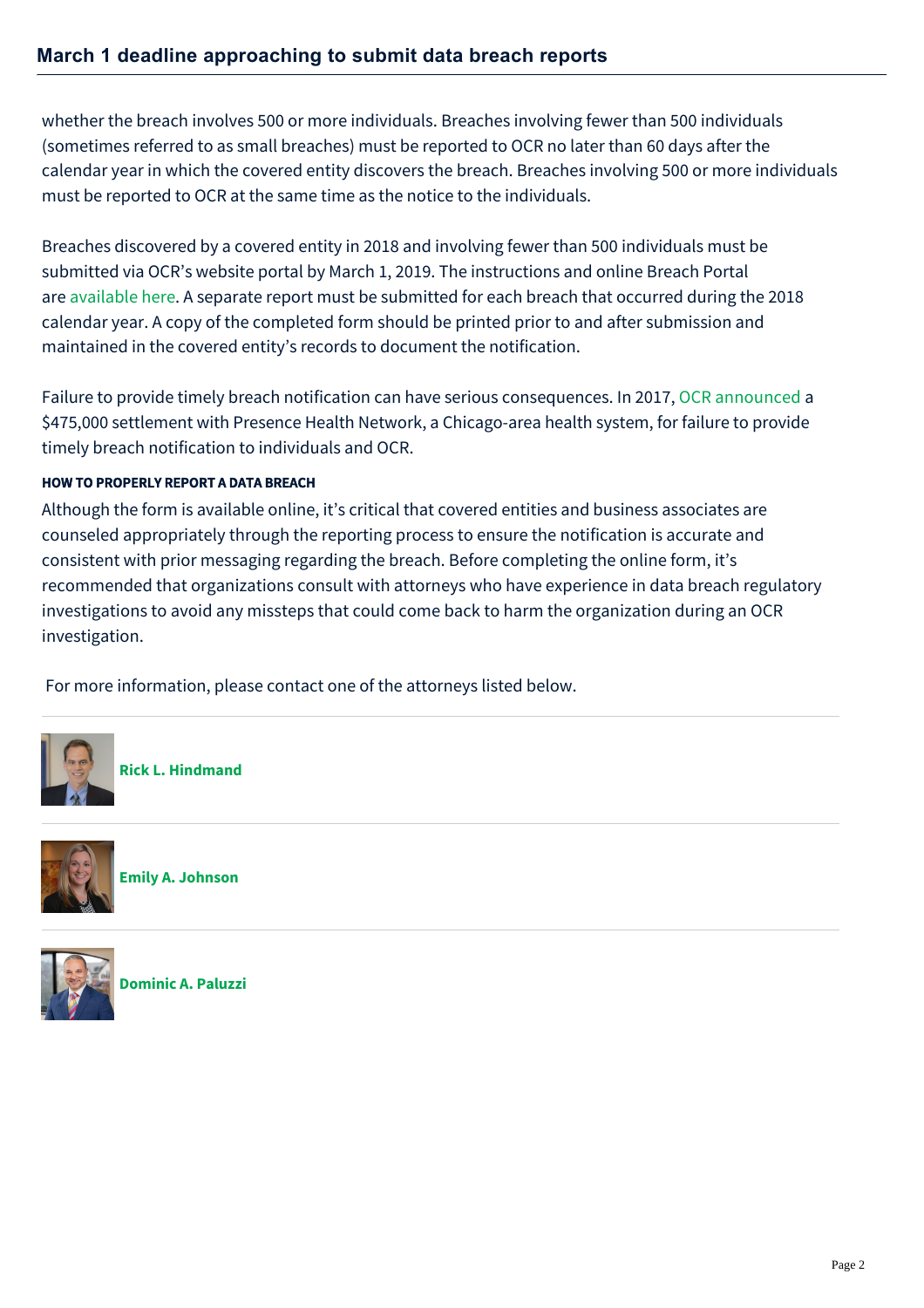whether the breach involves 500 or more individuals. Breaches involving fewer than 500 individuals (sometimes referred to as small breaches) must be reported to OCR no later than 60 days after the calendar year in which the covered entity discovers the breach. Breaches involving 500 or more individuals must be reported to OCR at the same time as the notice to the individuals.

Breaches discovered by a covered entity in 2018 and involving fewer than 500 individuals must be submitted via OCR's website portal by March 1, 2019. The instructions and online Breach Portal are available here. A separate report must be submitted for each breach that occurred during the 2018 calendar year. A copy of the completed form should be printed prior to and after submission and maintained in the covered entity's records to document the notification.

Failure to provide timely breach notification can have serious consequences. In 2017, OCR announced a $475,000 settlement with Presence Health Network, a Chicago-area health system, for failure to provide timely breach notification to individuals and OCR.

#### HOW TO PROPERLY REPORT A DATA BREACH

Although the form is available online, it's critical that covered entities and business associates are counseled appropriately through the reporting process to ensure the notification is accurate and consistent with prior messaging regarding the breach. Before completing the online form, it's recommended that organizations consult with attorneys who have experience in data breach regulatory investigations to avoid any missteps that could come back to harm the organization during an OCR investigation.

For more information, please contact one of the attorneys listed below.

---

**Rick L. Hindmand**

---

**Emily A. Johnson**

---

**Dominic A. Paluzzi**